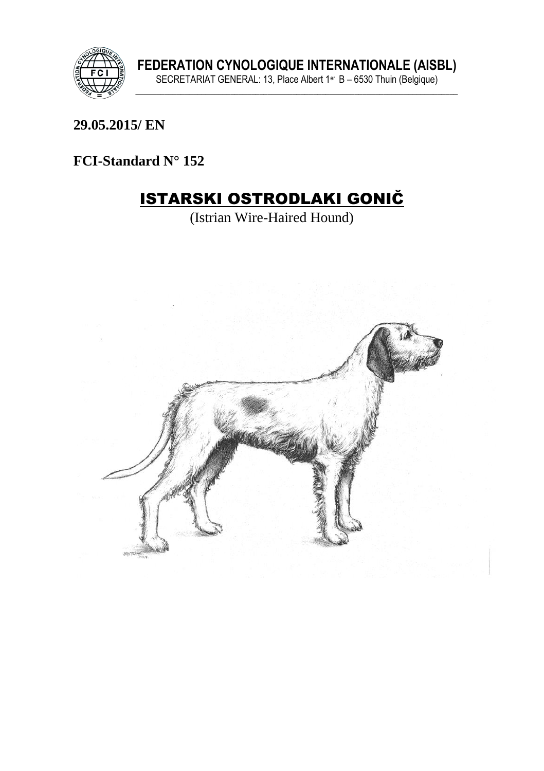**FEDERATION CYNOLOGIQUE INTERNATIONALE (AISBL)**
SECRETARIAT GENERAL: 13, Place Albert 1er B – 6530 Thuin (Belgique)

**29.05.2015/ EN**

**FCI-Standard N° 152**

# ISTARSKI OSTRODLAKI GONIČ

(Istrian Wire-Haired Hound)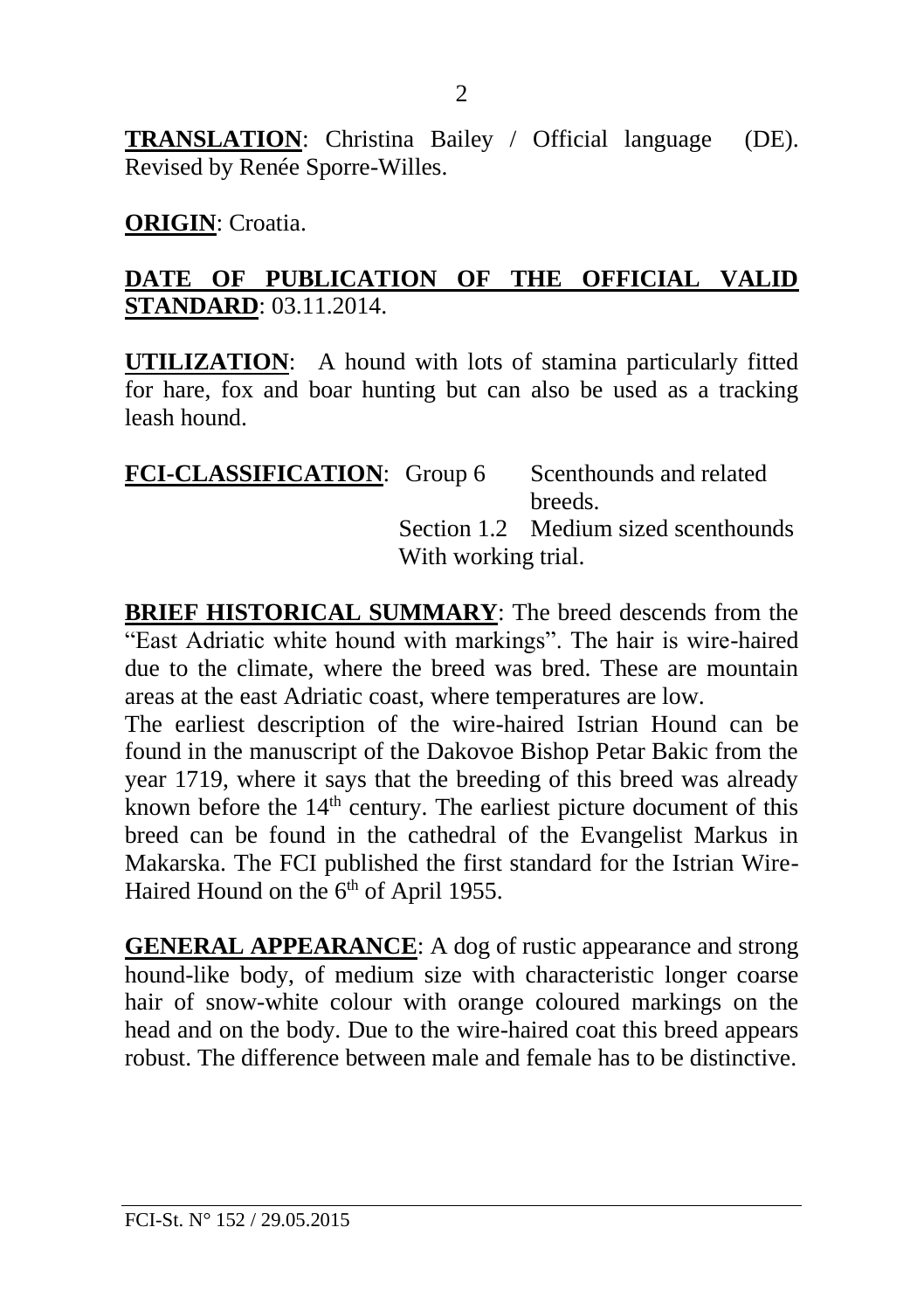**TRANSLATION**: Christina Bailey / Official language (DE). Revised by Renée Sporre-Willes.

**ORIGIN**: Croatia.

**DATE OF PUBLICATION OF THE OFFICIAL VALID STANDARD**: 03.11.2014.

**UTILIZATION**: A hound with lots of stamina particularly fitted for hare, fox and boar hunting but can also be used as a tracking leash hound.

**FCI-CLASSIFICATION**: Group 6 Scenthounds and related breeds.
Section 1.2 Medium sized scenthounds
With working trial.

**BRIEF HISTORICAL SUMMARY**: The breed descends from the "East Adriatic white hound with markings". The hair is wire-haired due to the climate, where the breed was bred. These are mountain areas at the east Adriatic coast, where temperatures are low.
The earliest description of the wire-haired Istrian Hound can be found in the manuscript of the Dakovoe Bishop Petar Bakic from the year 1719, where it says that the breeding of this breed was already known before the 14th century. The earliest picture document of this breed can be found in the cathedral of the Evangelist Markus in Makarska. The FCI published the first standard for the Istrian Wire-Haired Hound on the 6th of April 1955.

**GENERAL APPEARANCE**: A dog of rustic appearance and strong hound-like body, of medium size with characteristic longer coarse hair of snow-white colour with orange coloured markings on the head and on the body. Due to the wire-haired coat this breed appears robust. The difference between male and female has to be distinctive.

FCI-St. N° 152 / 29.05.2015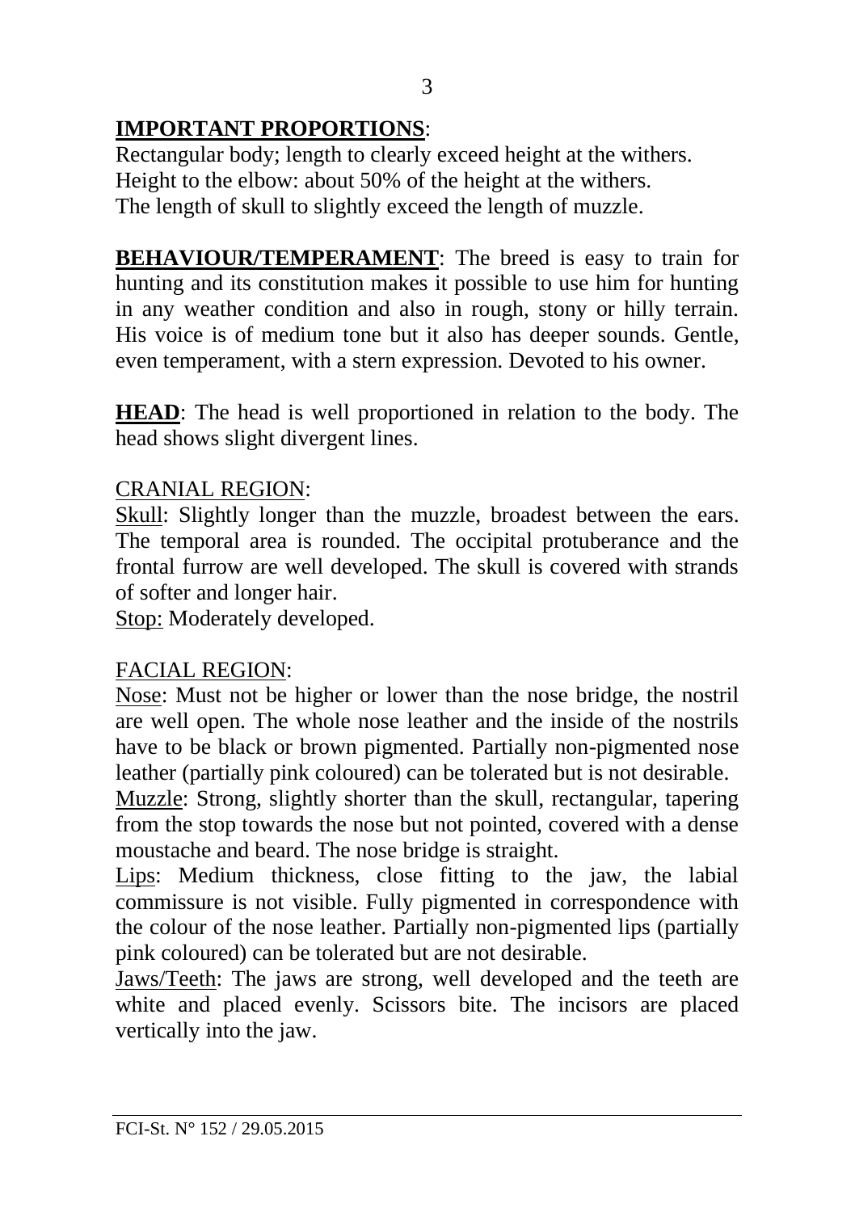**IMPORTANT PROPORTIONS**:
Rectangular body; length to clearly exceed height at the withers.
Height to the elbow: about 50% of the height at the withers.
The length of skull to slightly exceed the length of muzzle.

**BEHAVIOUR/TEMPERAMENT**: The breed is easy to train for hunting and its constitution makes it possible to use him for hunting in any weather condition and also in rough, stony or hilly terrain. His voice is of medium tone but it also has deeper sounds. Gentle, even temperament, with a stern expression. Devoted to his owner.

**HEAD**: The head is well proportioned in relation to the body. The head shows slight divergent lines.

CRANIAL REGION:
Skull: Slightly longer than the muzzle, broadest between the ears. The temporal area is rounded. The occipital protuberance and the frontal furrow are well developed. The skull is covered with strands of softer and longer hair.
Stop: Moderately developed.

FACIAL REGION:
Nose: Must not be higher or lower than the nose bridge, the nostril are well open. The whole nose leather and the inside of the nostrils have to be black or brown pigmented. Partially non-pigmented nose leather (partially pink coloured) can be tolerated but is not desirable.
Muzzle: Strong, slightly shorter than the skull, rectangular, tapering from the stop towards the nose but not pointed, covered with a dense moustache and beard. The nose bridge is straight.
Lips: Medium thickness, close fitting to the jaw, the labial commissure is not visible. Fully pigmented in correspondence with the colour of the nose leather. Partially non-pigmented lips (partially pink coloured) can be tolerated but are not desirable.
Jaws/Teeth: The jaws are strong, well developed and the teeth are white and placed evenly. Scissors bite. The incisors are placed vertically into the jaw.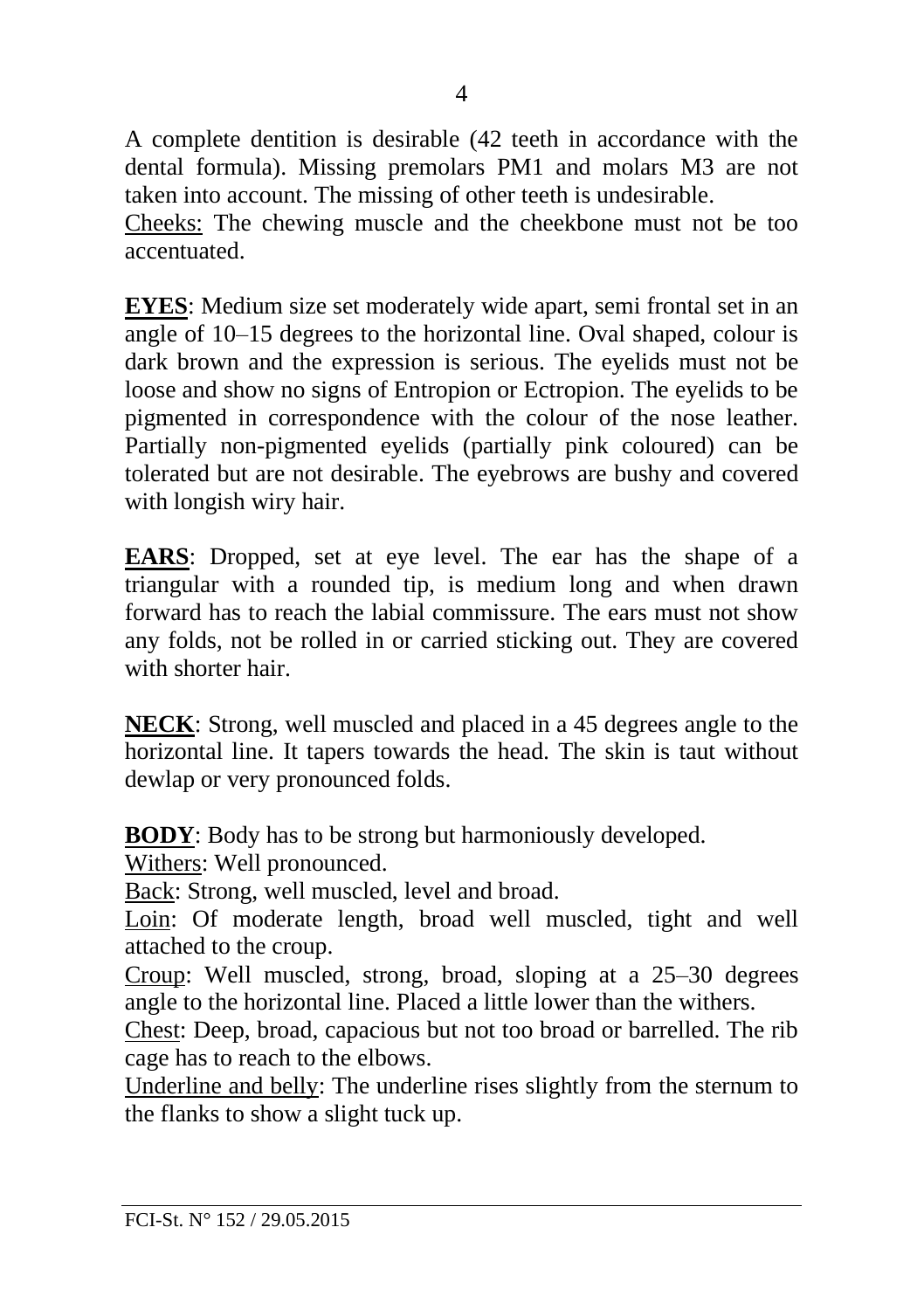A complete dentition is desirable (42 teeth in accordance with the dental formula). Missing premolars PM1 and molars M3 are not taken into account. The missing of other teeth is undesirable.
Cheeks: The chewing muscle and the cheekbone must not be too accentuated.

**EYES**: Medium size set moderately wide apart, semi frontal set in an angle of 10–15 degrees to the horizontal line. Oval shaped, colour is dark brown and the expression is serious. The eyelids must not be loose and show no signs of Entropion or Ectropion. The eyelids to be pigmented in correspondence with the colour of the nose leather. Partially non-pigmented eyelids (partially pink coloured) can be tolerated but are not desirable. The eyebrows are bushy and covered with longish wiry hair.

**EARS**: Dropped, set at eye level. The ear has the shape of a triangular with a rounded tip, is medium long and when drawn forward has to reach the labial commissure. The ears must not show any folds, not be rolled in or carried sticking out. They are covered with shorter hair.

**NECK**: Strong, well muscled and placed in a 45 degrees angle to the horizontal line. It tapers towards the head. The skin is taut without dewlap or very pronounced folds.

**BODY**: Body has to be strong but harmoniously developed.
Withers: Well pronounced.
Back: Strong, well muscled, level and broad.
Loin: Of moderate length, broad well muscled, tight and well attached to the croup.
Croup: Well muscled, strong, broad, sloping at a 25–30 degrees angle to the horizontal line. Placed a little lower than the withers.
Chest: Deep, broad, capacious but not too broad or barrelled. The rib cage has to reach to the elbows.
Underline and belly: The underline rises slightly from the sternum to the flanks to show a slight tuck up.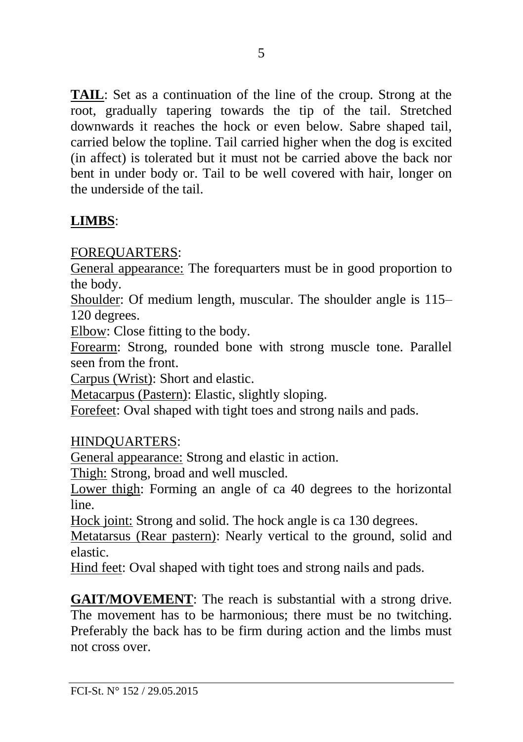**TAIL**: Set as a continuation of the line of the croup. Strong at the root, gradually tapering towards the tip of the tail. Stretched downwards it reaches the hock or even below. Sabre shaped tail, carried below the topline. Tail carried higher when the dog is excited (in affect) is tolerated but it must not be carried above the back nor bent in under body or. Tail to be well covered with hair, longer on the underside of the tail.

**LIMBS**:

FOREQUARTERS:

General appearance: The forequarters must be in good proportion to the body.

Shoulder: Of medium length, muscular. The shoulder angle is 115–120 degrees.

Elbow: Close fitting to the body.

Forearm: Strong, rounded bone with strong muscle tone. Parallel seen from the front.

Carpus (Wrist): Short and elastic.

Metacarpus (Pastern): Elastic, slightly sloping.

Forefeet: Oval shaped with tight toes and strong nails and pads.

HINDQUARTERS:

General appearance: Strong and elastic in action.

Thigh: Strong, broad and well muscled.

Lower thigh: Forming an angle of ca 40 degrees to the horizontal line.

Hock joint: Strong and solid. The hock angle is ca 130 degrees.

Metatarsus (Rear pastern): Nearly vertical to the ground, solid and elastic.

Hind feet: Oval shaped with tight toes and strong nails and pads.

**GAIT/MOVEMENT**: The reach is substantial with a strong drive. The movement has to be harmonious; there must be no twitching. Preferably the back has to be firm during action and the limbs must not cross over.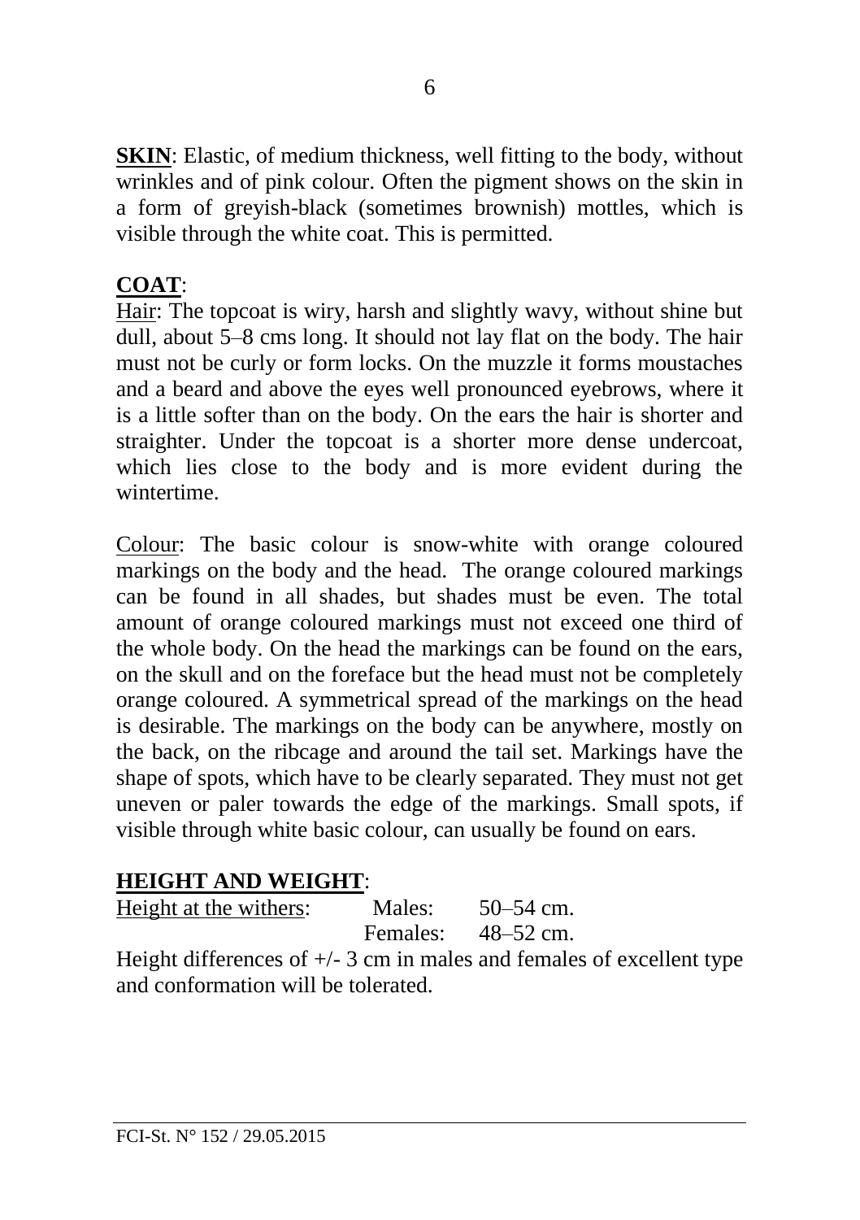**SKIN**: Elastic, of medium thickness, well fitting to the body, without wrinkles and of pink colour. Often the pigment shows on the skin in a form of greyish-black (sometimes brownish) mottles, which is visible through the white coat. This is permitted.

**COAT**:

Hair: The topcoat is wiry, harsh and slightly wavy, without shine but dull, about 5–8 cms long. It should not lay flat on the body. The hair must not be curly or form locks. On the muzzle it forms moustaches and a beard and above the eyes well pronounced eyebrows, where it is a little softer than on the body. On the ears the hair is shorter and straighter. Under the topcoat is a shorter more dense undercoat, which lies close to the body and is more evident during the wintertime.

Colour: The basic colour is snow-white with orange coloured markings on the body and the head. The orange coloured markings can be found in all shades, but shades must be even. The total amount of orange coloured markings must not exceed one third of the whole body. On the head the markings can be found on the ears, on the skull and on the foreface but the head must not be completely orange coloured. A symmetrical spread of the markings on the head is desirable. The markings on the body can be anywhere, mostly on the back, on the ribcage and around the tail set. Markings have the shape of spots, which have to be clearly separated. They must not get uneven or paler towards the edge of the markings. Small spots, if visible through white basic colour, can usually be found on ears.

**HEIGHT AND WEIGHT**:

Height at the withers: Males: 50–54 cm.
Females: 48–52 cm.

Height differences of +/- 3 cm in males and females of excellent type and conformation will be tolerated.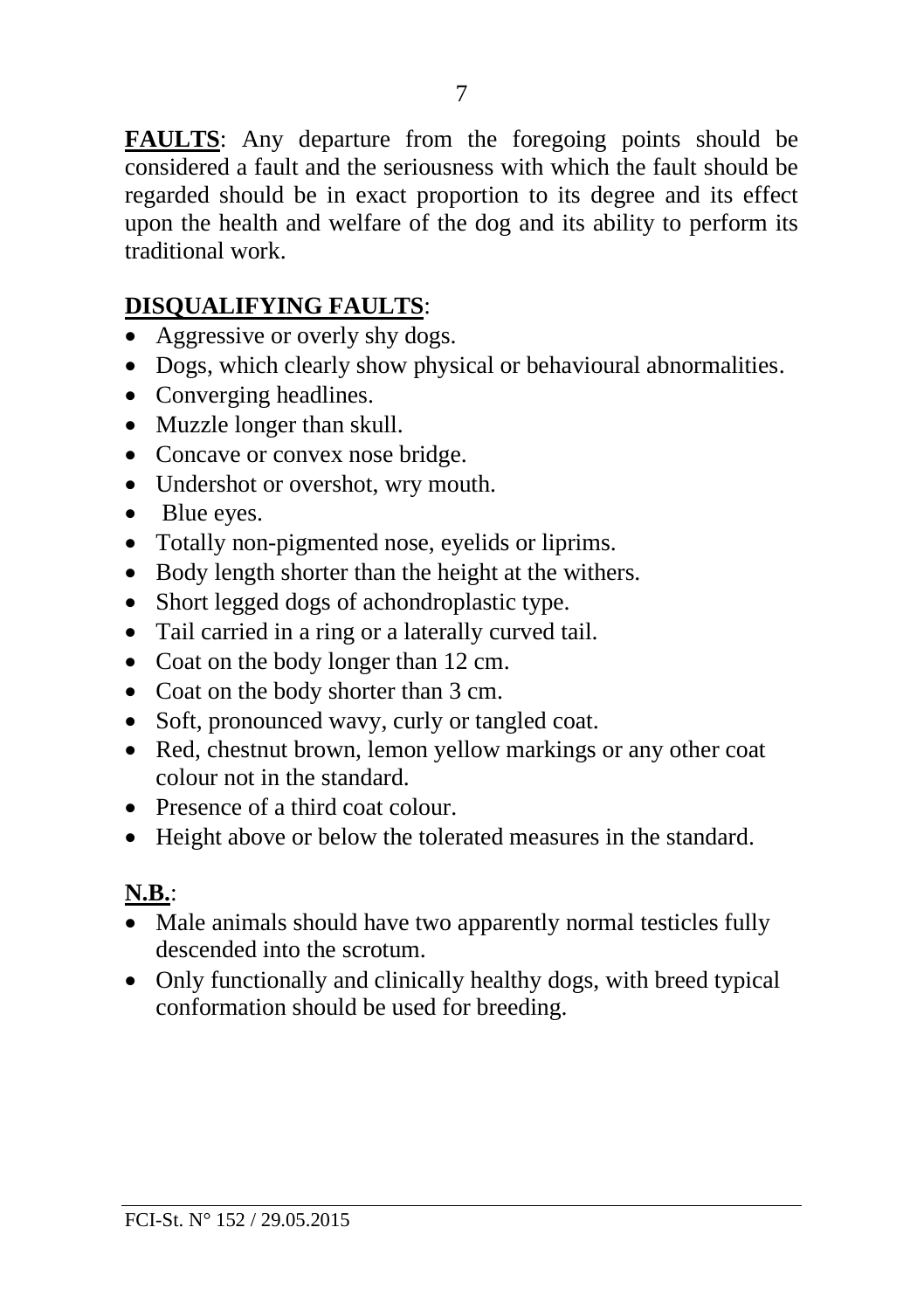**FAULTS**: Any departure from the foregoing points should be considered a fault and the seriousness with which the fault should be regarded should be in exact proportion to its degree and its effect upon the health and welfare of the dog and its ability to perform its traditional work.

**DISQUALIFYING FAULTS**:

- Aggressive or overly shy dogs.
- Dogs, which clearly show physical or behavioural abnormalities.
- Converging headlines.
- Muzzle longer than skull.
- Concave or convex nose bridge.
- Undershot or overshot, wry mouth.
- Blue eyes.
- Totally non-pigmented nose, eyelids or liprims.
- Body length shorter than the height at the withers.
- Short legged dogs of achondroplastic type.
- Tail carried in a ring or a laterally curved tail.
- Coat on the body longer than 12 cm.
- Coat on the body shorter than 3 cm.
- Soft, pronounced wavy, curly or tangled coat.
- Red, chestnut brown, lemon yellow markings or any other coat colour not in the standard.
- Presence of a third coat colour.
- Height above or below the tolerated measures in the standard.

**N.B.**:

- Male animals should have two apparently normal testicles fully descended into the scrotum.
- Only functionally and clinically healthy dogs, with breed typical conformation should be used for breeding.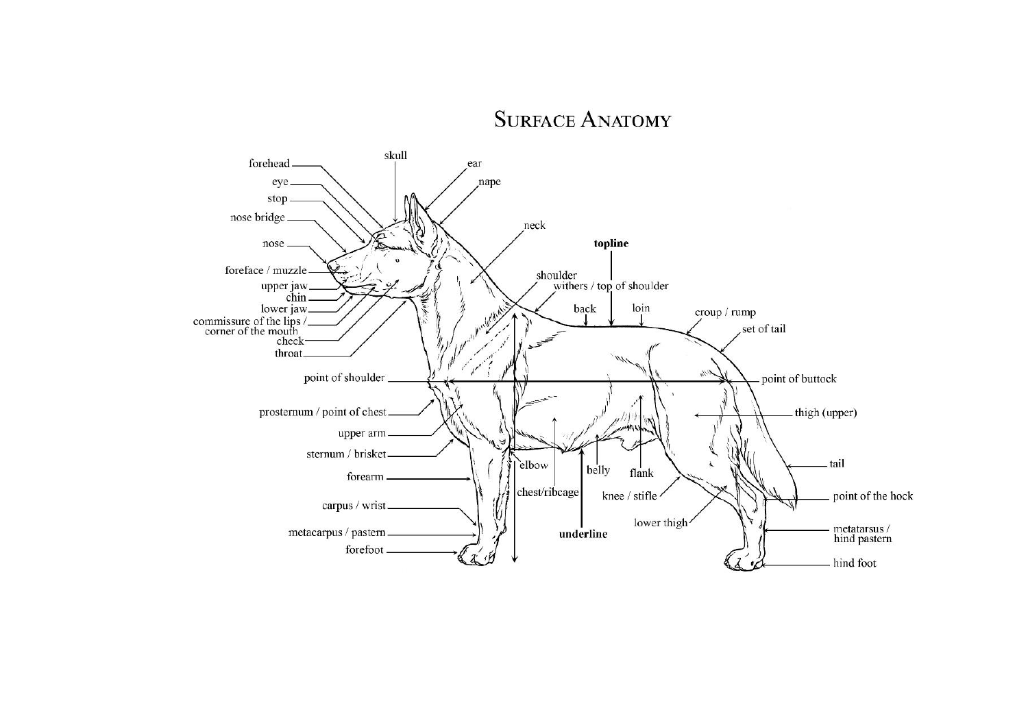# Surface Anatomy

skull
forehead
eye
stop
nose bridge
nose
foreface / muzzle
upper jaw
chin
lower jaw
commissure of the lips / corner of the mouth
cheek
throat
ear
nape
neck
shoulder
withers / top of shoulder
**topline**
back
loin
croup / rump
set of tail
point of shoulder
point of buttock
prosternum / point of chest
thigh (upper)
upper arm
sternum / brisket
elbow
belly
flank
tail
forearm
chest/ribcage
knee / stifle
point of the hock
carpus / wrist
lower thigh
metacarpus / pastern
**underline**
metatarsus / hind pastern
forefoot
hind foot